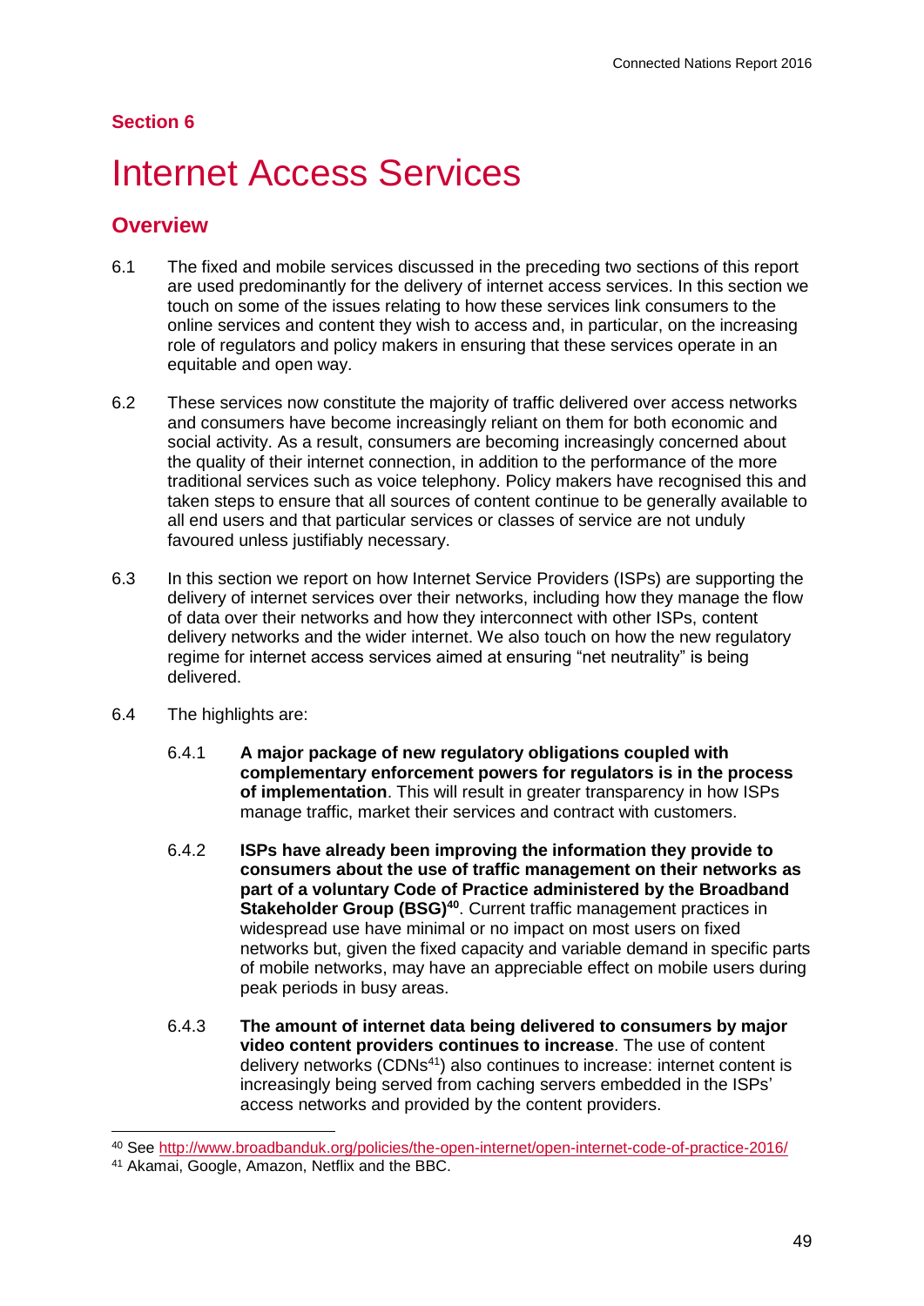## Section 6

# Internet Access Services

## Overview

6.1 The fixed and mobile services discussed in the preceding two sections of this report are used predominantly for the delivery of internet access services. In this section we touch on some of the issues relating to how these services link consumers to the online services and content they wish to access and, in particular, on the increasing role of regulators and policy makers in ensuring that these services operate in an equitable and open way.

6.2 These services now constitute the majority of traffic delivered over access networks and consumers have become increasingly reliant on them for both economic and social activity. As a result, consumers are becoming increasingly concerned about the quality of their internet connection, in addition to the performance of the more traditional services such as voice telephony. Policy makers have recognised this and taken steps to ensure that all sources of content continue to be generally available to all end users and that particular services or classes of service are not unduly favoured unless justifiably necessary.

6.3 In this section we report on how Internet Service Providers (ISPs) are supporting the delivery of internet services over their networks, including how they manage the flow of data over their networks and how they interconnect with other ISPs, content delivery networks and the wider internet. We also touch on how the new regulatory regime for internet access services aimed at ensuring "net neutrality" is being delivered.

6.4 The highlights are:

6.4.1 **A major package of new regulatory obligations coupled with complementary enforcement powers for regulators is in the process of implementation**. This will result in greater transparency in how ISPs manage traffic, market their services and contract with customers.

6.4.2 **ISPs have already been improving the information they provide to consumers about the use of traffic management on their networks as part of a voluntary Code of Practice administered by the Broadband Stakeholder Group (BSG)[40]**. Current traffic management practices in widespread use have minimal or no impact on most users on fixed networks but, given the fixed capacity and variable demand in specific parts of mobile networks, may have an appreciable effect on mobile users during peak periods in busy areas.

6.4.3 **The amount of internet data being delivered to consumers by major video content providers continues to increase**. The use of content delivery networks (CDNs[41]) also continues to increase: internet content is increasingly being served from caching servers embedded in the ISPs' access networks and provided by the content providers.

---

[40] See http://www.broadbanduk.org/policies/the-open-internet/open-internet-code-of-practice-2016/

[41] Akamai, Google, Amazon, Netflix and the BBC.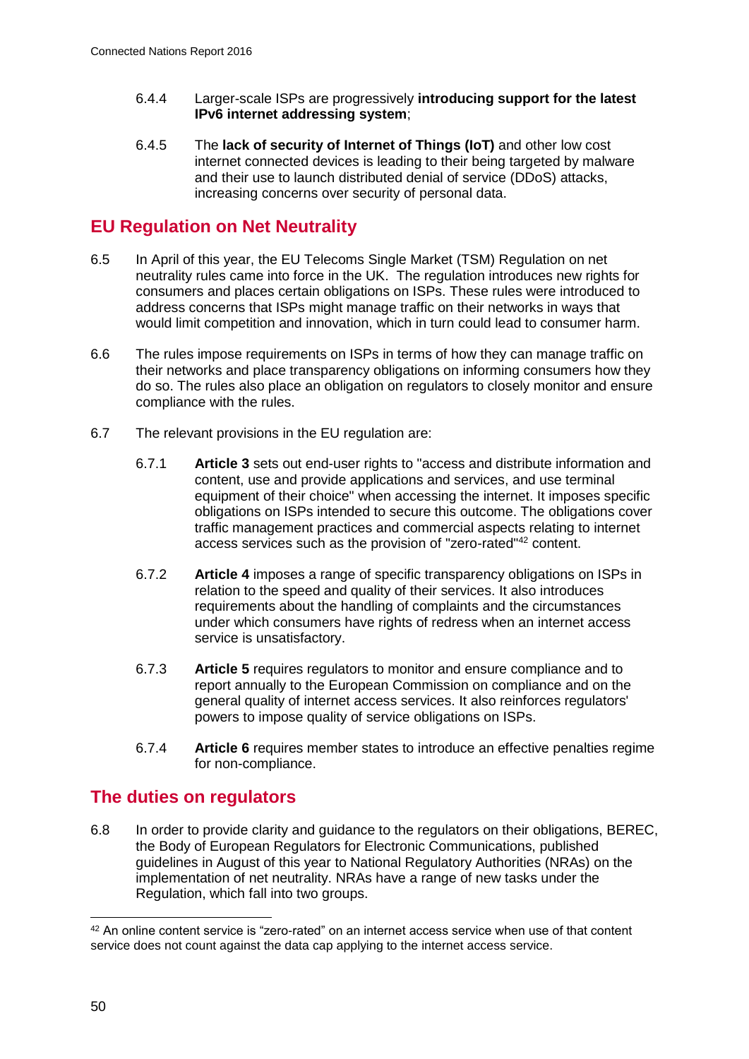6.4.4 Larger-scale ISPs are progressively **introducing support for the latest IPv6 internet addressing system**;

6.4.5 The **lack of security of Internet of Things (IoT)** and other low cost internet connected devices is leading to their being targeted by malware and their use to launch distributed denial of service (DDoS) attacks, increasing concerns over security of personal data.

## EU Regulation on Net Neutrality

6.5 In April of this year, the EU Telecoms Single Market (TSM) Regulation on net neutrality rules came into force in the UK. The regulation introduces new rights for consumers and places certain obligations on ISPs. These rules were introduced to address concerns that ISPs might manage traffic on their networks in ways that would limit competition and innovation, which in turn could lead to consumer harm.

6.6 The rules impose requirements on ISPs in terms of how they can manage traffic on their networks and place transparency obligations on informing consumers how they do so. The rules also place an obligation on regulators to closely monitor and ensure compliance with the rules.

6.7 The relevant provisions in the EU regulation are:

6.7.1 **Article 3** sets out end-user rights to "access and distribute information and content, use and provide applications and services, and use terminal equipment of their choice" when accessing the internet. It imposes specific obligations on ISPs intended to secure this outcome. The obligations cover traffic management practices and commercial aspects relating to internet access services such as the provision of "zero-rated"[42] content.

6.7.2 **Article 4** imposes a range of specific transparency obligations on ISPs in relation to the speed and quality of their services. It also introduces requirements about the handling of complaints and the circumstances under which consumers have rights of redress when an internet access service is unsatisfactory.

6.7.3 **Article 5** requires regulators to monitor and ensure compliance and to report annually to the European Commission on compliance and on the general quality of internet access services. It also reinforces regulators' powers to impose quality of service obligations on ISPs.

6.7.4 **Article 6** requires member states to introduce an effective penalties regime for non-compliance.

## The duties on regulators

6.8 In order to provide clarity and guidance to the regulators on their obligations, BEREC, the Body of European Regulators for Electronic Communications, published guidelines in August of this year to National Regulatory Authorities (NRAs) on the implementation of net neutrality. NRAs have a range of new tasks under the Regulation, which fall into two groups.

---

[42] An online content service is "zero-rated" on an internet access service when use of that content service does not count against the data cap applying to the internet access service.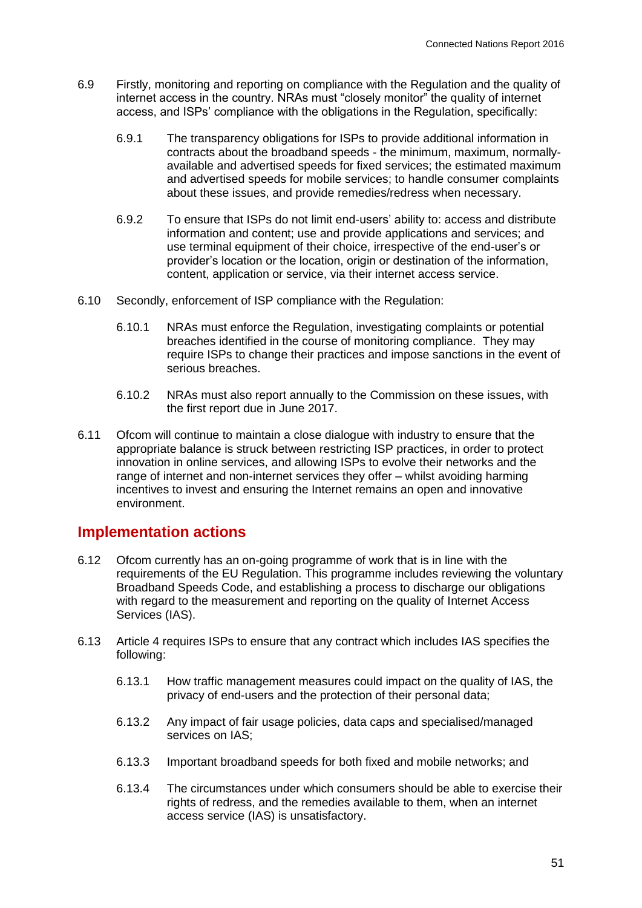6.9 Firstly, monitoring and reporting on compliance with the Regulation and the quality of internet access in the country. NRAs must "closely monitor" the quality of internet access, and ISPs' compliance with the obligations in the Regulation, specifically:

6.9.1 The transparency obligations for ISPs to provide additional information in contracts about the broadband speeds - the minimum, maximum, normally-available and advertised speeds for fixed services; the estimated maximum and advertised speeds for mobile services; to handle consumer complaints about these issues, and provide remedies/redress when necessary.

6.9.2 To ensure that ISPs do not limit end-users' ability to: access and distribute information and content; use and provide applications and services; and use terminal equipment of their choice, irrespective of the end-user's or provider's location or the location, origin or destination of the information, content, application or service, via their internet access service.

6.10 Secondly, enforcement of ISP compliance with the Regulation:

6.10.1 NRAs must enforce the Regulation, investigating complaints or potential breaches identified in the course of monitoring compliance. They may require ISPs to change their practices and impose sanctions in the event of serious breaches.

6.10.2 NRAs must also report annually to the Commission on these issues, with the first report due in June 2017.

6.11 Ofcom will continue to maintain a close dialogue with industry to ensure that the appropriate balance is struck between restricting ISP practices, in order to protect innovation in online services, and allowing ISPs to evolve their networks and the range of internet and non-internet services they offer – whilst avoiding harming incentives to invest and ensuring the Internet remains an open and innovative environment.

## Implementation actions

6.12 Ofcom currently has an on-going programme of work that is in line with the requirements of the EU Regulation. This programme includes reviewing the voluntary Broadband Speeds Code, and establishing a process to discharge our obligations with regard to the measurement and reporting on the quality of Internet Access Services (IAS).

6.13 Article 4 requires ISPs to ensure that any contract which includes IAS specifies the following:

6.13.1 How traffic management measures could impact on the quality of IAS, the privacy of end-users and the protection of their personal data;

6.13.2 Any impact of fair usage policies, data caps and specialised/managed services on IAS;

6.13.3 Important broadband speeds for both fixed and mobile networks; and

6.13.4 The circumstances under which consumers should be able to exercise their rights of redress, and the remedies available to them, when an internet access service (IAS) is unsatisfactory.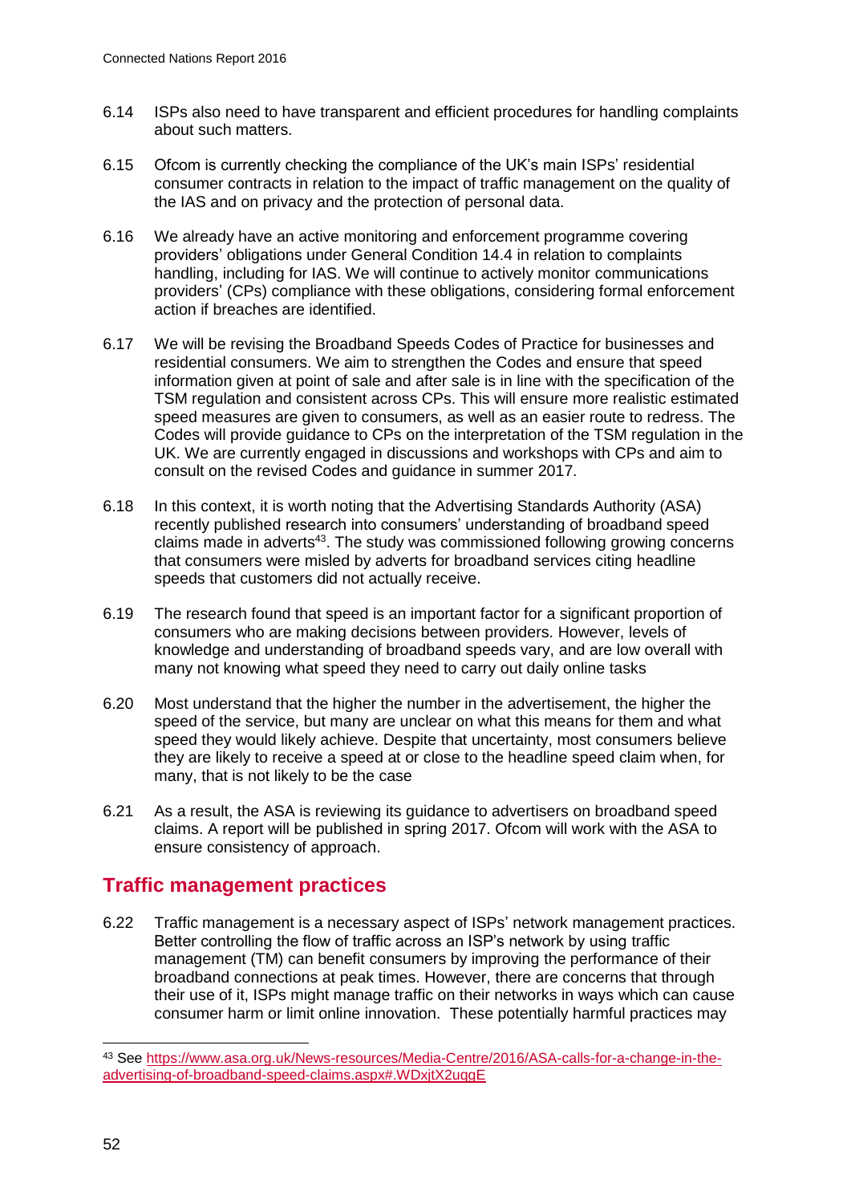6.14 ISPs also need to have transparent and efficient procedures for handling complaints about such matters.

6.15 Ofcom is currently checking the compliance of the UK's main ISPs' residential consumer contracts in relation to the impact of traffic management on the quality of the IAS and on privacy and the protection of personal data.

6.16 We already have an active monitoring and enforcement programme covering providers' obligations under General Condition 14.4 in relation to complaints handling, including for IAS. We will continue to actively monitor communications providers' (CPs) compliance with these obligations, considering formal enforcement action if breaches are identified.

6.17 We will be revising the Broadband Speeds Codes of Practice for businesses and residential consumers. We aim to strengthen the Codes and ensure that speed information given at point of sale and after sale is in line with the specification of the TSM regulation and consistent across CPs. This will ensure more realistic estimated speed measures are given to consumers, as well as an easier route to redress. The Codes will provide guidance to CPs on the interpretation of the TSM regulation in the UK. We are currently engaged in discussions and workshops with CPs and aim to consult on the revised Codes and guidance in summer 2017.

6.18 In this context, it is worth noting that the Advertising Standards Authority (ASA) recently published research into consumers' understanding of broadband speed claims made in adverts[43]. The study was commissioned following growing concerns that consumers were misled by adverts for broadband services citing headline speeds that customers did not actually receive.

6.19 The research found that speed is an important factor for a significant proportion of consumers who are making decisions between providers. However, levels of knowledge and understanding of broadband speeds vary, and are low overall with many not knowing what speed they need to carry out daily online tasks

6.20 Most understand that the higher the number in the advertisement, the higher the speed of the service, but many are unclear on what this means for them and what speed they would likely achieve. Despite that uncertainty, most consumers believe they are likely to receive a speed at or close to the headline speed claim when, for many, that is not likely to be the case

6.21 As a result, the ASA is reviewing its guidance to advertisers on broadband speed claims. A report will be published in spring 2017. Ofcom will work with the ASA to ensure consistency of approach.

## Traffic management practices

6.22 Traffic management is a necessary aspect of ISPs' network management practices. Better controlling the flow of traffic across an ISP's network by using traffic management (TM) can benefit consumers by improving the performance of their broadband connections at peak times. However, there are concerns that through their use of it, ISPs might manage traffic on their networks in ways which can cause consumer harm or limit online innovation. These potentially harmful practices may

[43] See https://www.asa.org.uk/News-resources/Media-Centre/2016/ASA-calls-for-a-change-in-the-advertising-of-broadband-speed-claims.aspx#.WDxjtX2uqgE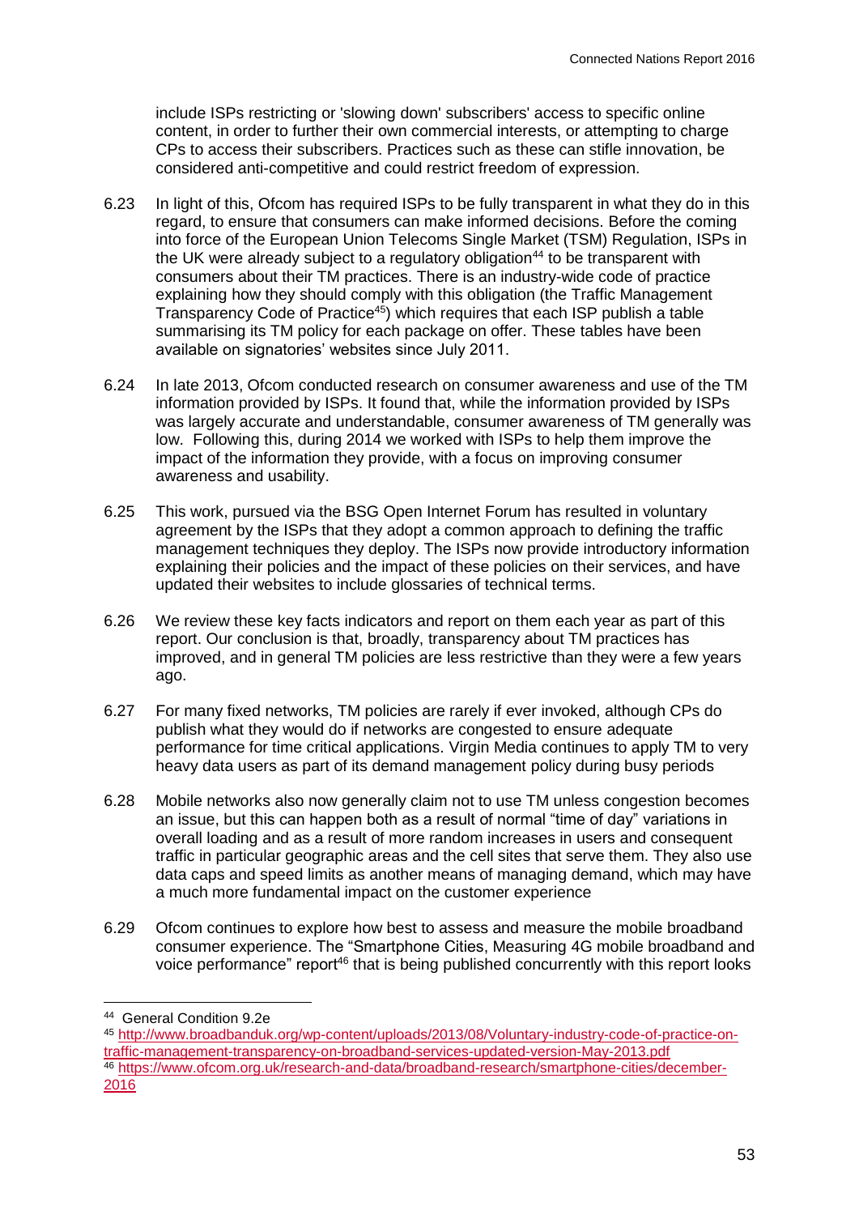include ISPs restricting or 'slowing down' subscribers' access to specific online content, in order to further their own commercial interests, or attempting to charge CPs to access their subscribers. Practices such as these can stifle innovation, be considered anti-competitive and could restrict freedom of expression.

6.23 In light of this, Ofcom has required ISPs to be fully transparent in what they do in this regard, to ensure that consumers can make informed decisions. Before the coming into force of the European Union Telecoms Single Market (TSM) Regulation, ISPs in the UK were already subject to a regulatory obligation[44] to be transparent with consumers about their TM practices. There is an industry-wide code of practice explaining how they should comply with this obligation (the Traffic Management Transparency Code of Practice[45]) which requires that each ISP publish a table summarising its TM policy for each package on offer. These tables have been available on signatories' websites since July 2011.

6.24 In late 2013, Ofcom conducted research on consumer awareness and use of the TM information provided by ISPs. It found that, while the information provided by ISPs was largely accurate and understandable, consumer awareness of TM generally was low. Following this, during 2014 we worked with ISPs to help them improve the impact of the information they provide, with a focus on improving consumer awareness and usability.

6.25 This work, pursued via the BSG Open Internet Forum has resulted in voluntary agreement by the ISPs that they adopt a common approach to defining the traffic management techniques they deploy. The ISPs now provide introductory information explaining their policies and the impact of these policies on their services, and have updated their websites to include glossaries of technical terms.

6.26 We review these key facts indicators and report on them each year as part of this report. Our conclusion is that, broadly, transparency about TM practices has improved, and in general TM policies are less restrictive than they were a few years ago.

6.27 For many fixed networks, TM policies are rarely if ever invoked, although CPs do publish what they would do if networks are congested to ensure adequate performance for time critical applications. Virgin Media continues to apply TM to very heavy data users as part of its demand management policy during busy periods

6.28 Mobile networks also now generally claim not to use TM unless congestion becomes an issue, but this can happen both as a result of normal "time of day" variations in overall loading and as a result of more random increases in users and consequent traffic in particular geographic areas and the cell sites that serve them. They also use data caps and speed limits as another means of managing demand, which may have a much more fundamental impact on the customer experience

6.29 Ofcom continues to explore how best to assess and measure the mobile broadband consumer experience. The "Smartphone Cities, Measuring 4G mobile broadband and voice performance" report[46] that is being published concurrently with this report looks

---

[44] General Condition 9.2e

[45] http://www.broadbanduk.org/wp-content/uploads/2013/08/Voluntary-industry-code-of-practice-on-traffic-management-transparency-on-broadband-services-updated-version-May-2013.pdf

[46] https://www.ofcom.org.uk/research-and-data/broadband-research/smartphone-cities/december-2016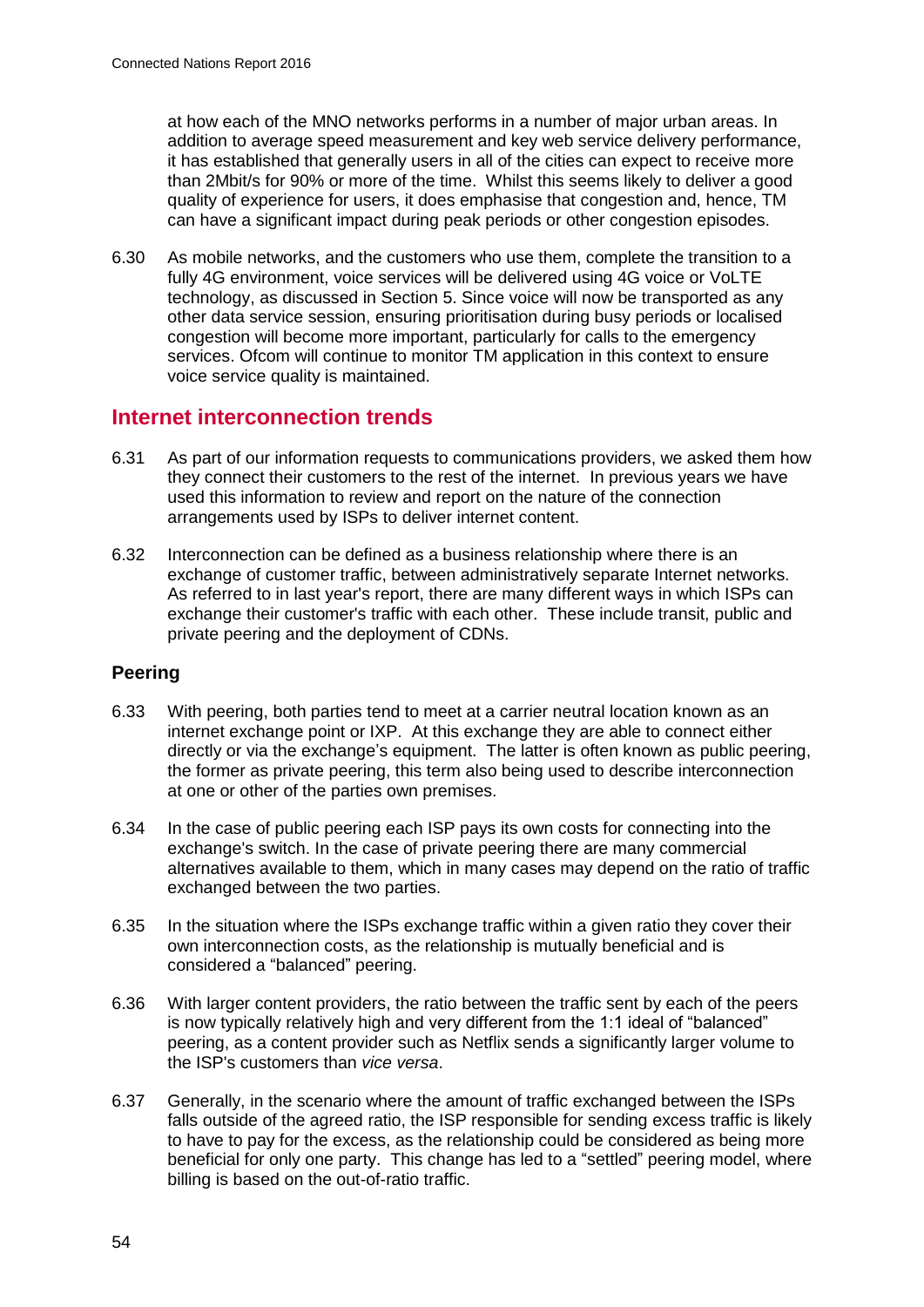at how each of the MNO networks performs in a number of major urban areas. In addition to average speed measurement and key web service delivery performance, it has established that generally users in all of the cities can expect to receive more than 2Mbit/s for 90% or more of the time. Whilst this seems likely to deliver a good quality of experience for users, it does emphasise that congestion and, hence, TM can have a significant impact during peak periods or other congestion episodes.

6.30 As mobile networks, and the customers who use them, complete the transition to a fully 4G environment, voice services will be delivered using 4G voice or VoLTE technology, as discussed in Section 5. Since voice will now be transported as any other data service session, ensuring prioritisation during busy periods or localised congestion will become more important, particularly for calls to the emergency services. Ofcom will continue to monitor TM application in this context to ensure voice service quality is maintained.

## Internet interconnection trends

6.31 As part of our information requests to communications providers, we asked them how they connect their customers to the rest of the internet. In previous years we have used this information to review and report on the nature of the connection arrangements used by ISPs to deliver internet content.

6.32 Interconnection can be defined as a business relationship where there is an exchange of customer traffic, between administratively separate Internet networks. As referred to in last year's report, there are many different ways in which ISPs can exchange their customer's traffic with each other. These include transit, public and private peering and the deployment of CDNs.

### Peering

6.33 With peering, both parties tend to meet at a carrier neutral location known as an internet exchange point or IXP. At this exchange they are able to connect either directly or via the exchange's equipment. The latter is often known as public peering, the former as private peering, this term also being used to describe interconnection at one or other of the parties own premises.

6.34 In the case of public peering each ISP pays its own costs for connecting into the exchange's switch. In the case of private peering there are many commercial alternatives available to them, which in many cases may depend on the ratio of traffic exchanged between the two parties.

6.35 In the situation where the ISPs exchange traffic within a given ratio they cover their own interconnection costs, as the relationship is mutually beneficial and is considered a "balanced" peering.

6.36 With larger content providers, the ratio between the traffic sent by each of the peers is now typically relatively high and very different from the 1:1 ideal of "balanced" peering, as a content provider such as Netflix sends a significantly larger volume to the ISP's customers than *vice versa*.

6.37 Generally, in the scenario where the amount of traffic exchanged between the ISPs falls outside of the agreed ratio, the ISP responsible for sending excess traffic is likely to have to pay for the excess, as the relationship could be considered as being more beneficial for only one party. This change has led to a "settled" peering model, where billing is based on the out-of-ratio traffic.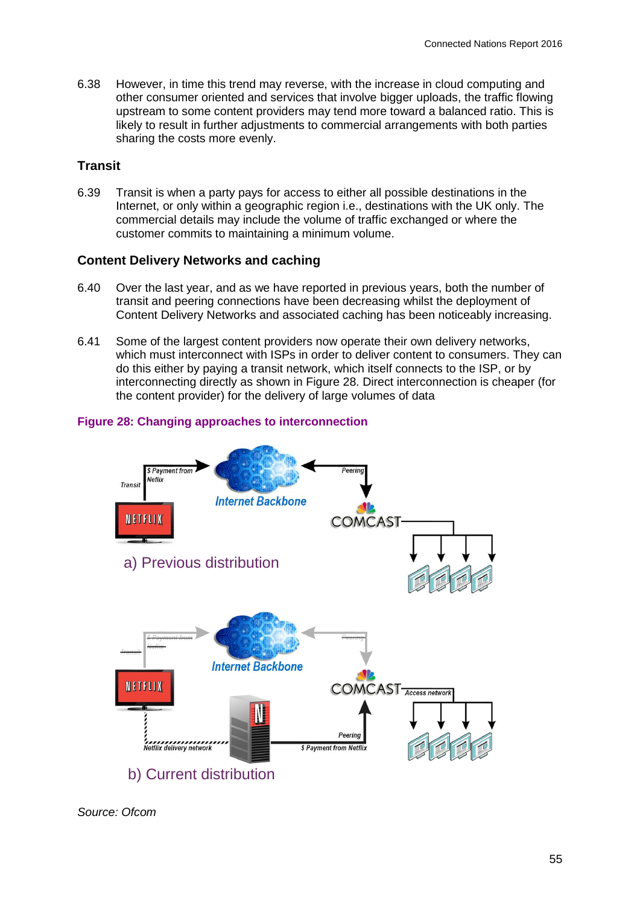6.38 However, in time this trend may reverse, with the increase in cloud computing and other consumer oriented and services that involve bigger uploads, the traffic flowing upstream to some content providers may tend more toward a balanced ratio. This is likely to result in further adjustments to commercial arrangements with both parties sharing the costs more evenly.

## Transit

6.39 Transit is when a party pays for access to either all possible destinations in the Internet, or only within a geographic region i.e., destinations with the UK only. The commercial details may include the volume of traffic exchanged or where the customer commits to maintaining a minimum volume.

## Content Delivery Networks and caching

6.40 Over the last year, and as we have reported in previous years, both the number of transit and peering connections have been decreasing whilst the deployment of Content Delivery Networks and associated caching has been noticeably increasing.

6.41 Some of the largest content providers now operate their own delivery networks, which must interconnect with ISPs in order to deliver content to consumers. They can do this either by paying a transit network, which itself connects to the ISP, or by interconnecting directly as shown in Figure 28. Direct interconnection is cheaper (for the content provider) for the delivery of large volumes of data

**Figure 28: Changing approaches to interconnection**

*Source: Ofcom*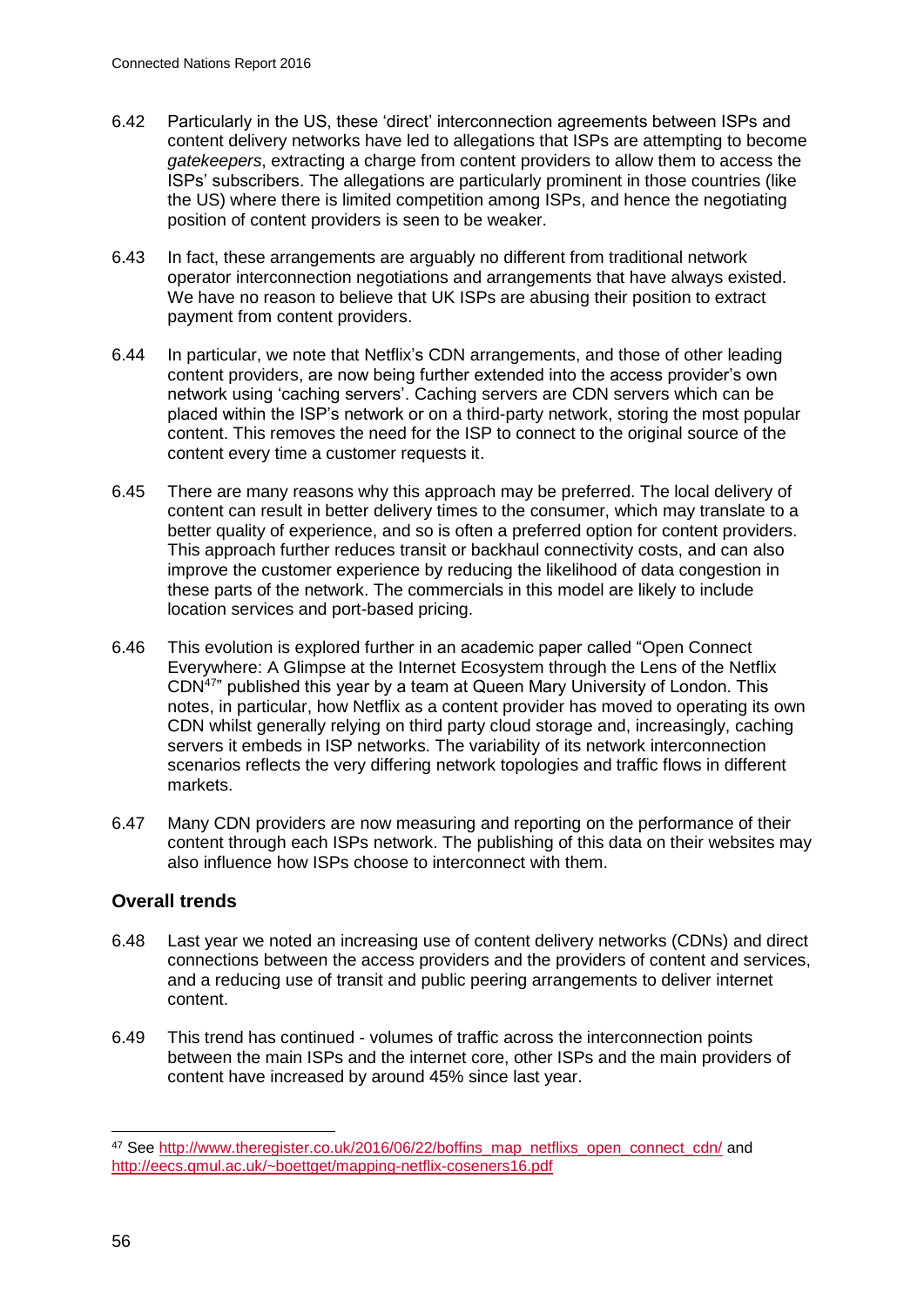6.42 Particularly in the US, these 'direct' interconnection agreements between ISPs and content delivery networks have led to allegations that ISPs are attempting to become *gatekeepers*, extracting a charge from content providers to allow them to access the ISPs' subscribers. The allegations are particularly prominent in those countries (like the US) where there is limited competition among ISPs, and hence the negotiating position of content providers is seen to be weaker.

6.43 In fact, these arrangements are arguably no different from traditional network operator interconnection negotiations and arrangements that have always existed. We have no reason to believe that UK ISPs are abusing their position to extract payment from content providers.

6.44 In particular, we note that Netflix's CDN arrangements, and those of other leading content providers, are now being further extended into the access provider's own network using 'caching servers'. Caching servers are CDN servers which can be placed within the ISP's network or on a third-party network, storing the most popular content. This removes the need for the ISP to connect to the original source of the content every time a customer requests it.

6.45 There are many reasons why this approach may be preferred. The local delivery of content can result in better delivery times to the consumer, which may translate to a better quality of experience, and so is often a preferred option for content providers. This approach further reduces transit or backhaul connectivity costs, and can also improve the customer experience by reducing the likelihood of data congestion in these parts of the network. The commercials in this model are likely to include location services and port-based pricing.

6.46 This evolution is explored further in an academic paper called "Open Connect Everywhere: A Glimpse at the Internet Ecosystem through the Lens of the Netflix CDN[47]" published this year by a team at Queen Mary University of London. This notes, in particular, how Netflix as a content provider has moved to operating its own CDN whilst generally relying on third party cloud storage and, increasingly, caching servers it embeds in ISP networks. The variability of its network interconnection scenarios reflects the very differing network topologies and traffic flows in different markets.

6.47 Many CDN providers are now measuring and reporting on the performance of their content through each ISPs network. The publishing of this data on their websites may also influence how ISPs choose to interconnect with them.

## Overall trends

6.48 Last year we noted an increasing use of content delivery networks (CDNs) and direct connections between the access providers and the providers of content and services, and a reducing use of transit and public peering arrangements to deliver internet content.

6.49 This trend has continued - volumes of traffic across the interconnection points between the main ISPs and the internet core, other ISPs and the main providers of content have increased by around 45% since last year.

---

[47] See http://www.theregister.co.uk/2016/06/22/boffins_map_netflixs_open_connect_cdn/ and http://eecs.qmul.ac.uk/~boettget/mapping-netflix-coseners16.pdf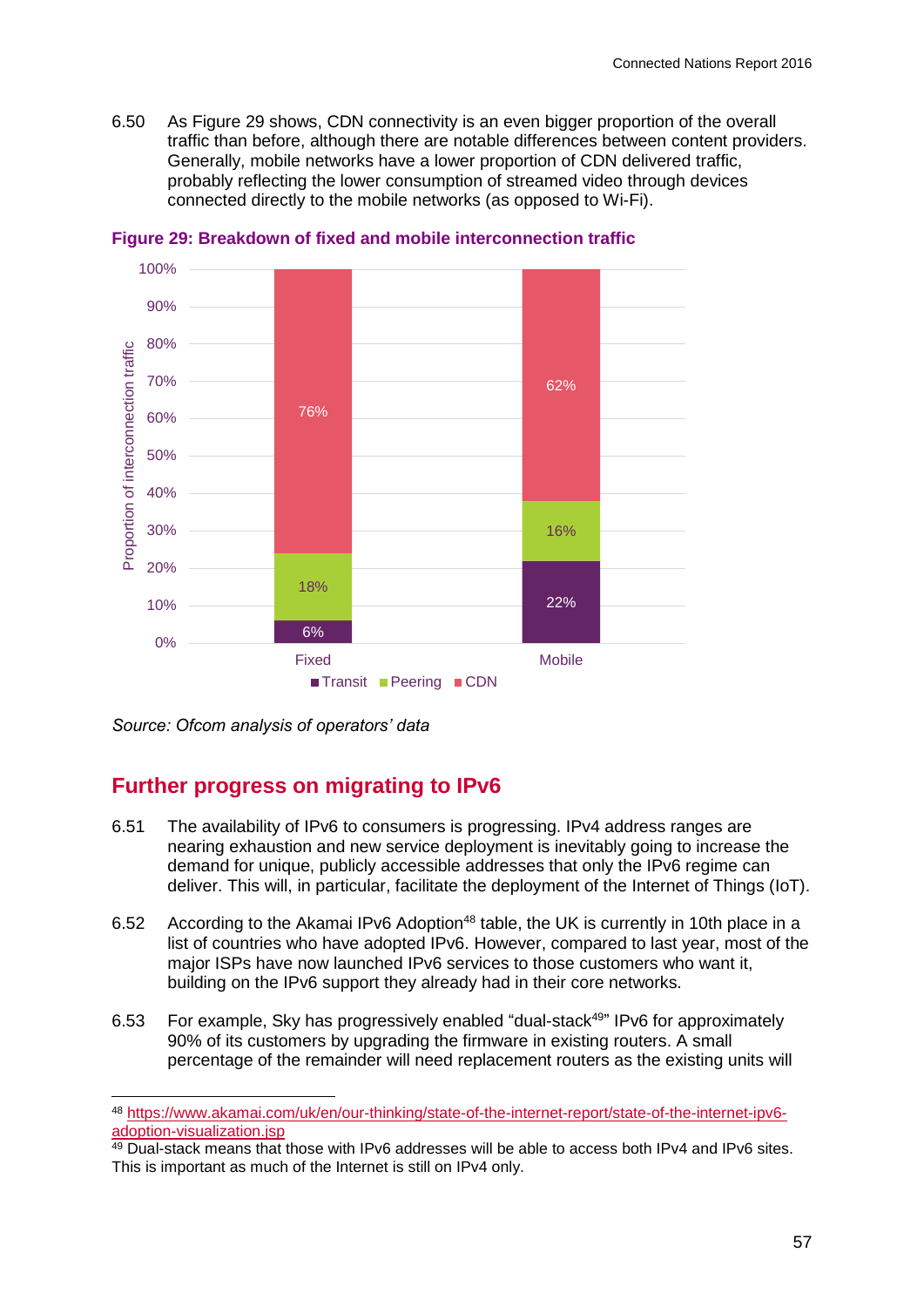6.50 As Figure 29 shows, CDN connectivity is an even bigger proportion of the overall traffic than before, although there are notable differences between content providers. Generally, mobile networks have a lower proportion of CDN delivered traffic, probably reflecting the lower consumption of streamed video through devices connected directly to the mobile networks (as opposed to Wi-Fi).

**Figure 29: Breakdown of fixed and mobile interconnection traffic**

| Proportion of interconnection traffic | Transit | Peering | CDN |
|---|---|---|---|
| Fixed | 6% | 18% | 76% |
| Mobile | 22% | 16% | 62% |

*Source: Ofcom analysis of operators' data*

## Further progress on migrating to IPv6

6.51 The availability of IPv6 to consumers is progressing. IPv4 address ranges are nearing exhaustion and new service deployment is inevitably going to increase the demand for unique, publicly accessible addresses that only the IPv6 regime can deliver. This will, in particular, facilitate the deployment of the Internet of Things (IoT).

6.52 According to the Akamai IPv6 Adoption[48] table, the UK is currently in 10th place in a list of countries who have adopted IPv6. However, compared to last year, most of the major ISPs have now launched IPv6 services to those customers who want it, building on the IPv6 support they already had in their core networks.

6.53 For example, Sky has progressively enabled "dual-stack[49]" IPv6 for approximately 90% of its customers by upgrading the firmware in existing routers. A small percentage of the remainder will need replacement routers as the existing units will

[48] https://www.akamai.com/uk/en/our-thinking/state-of-the-internet-report/state-of-the-internet-ipv6-adoption-visualization.jsp

[49] Dual-stack means that those with IPv6 addresses will be able to access both IPv4 and IPv6 sites. This is important as much of the Internet is still on IPv4 only.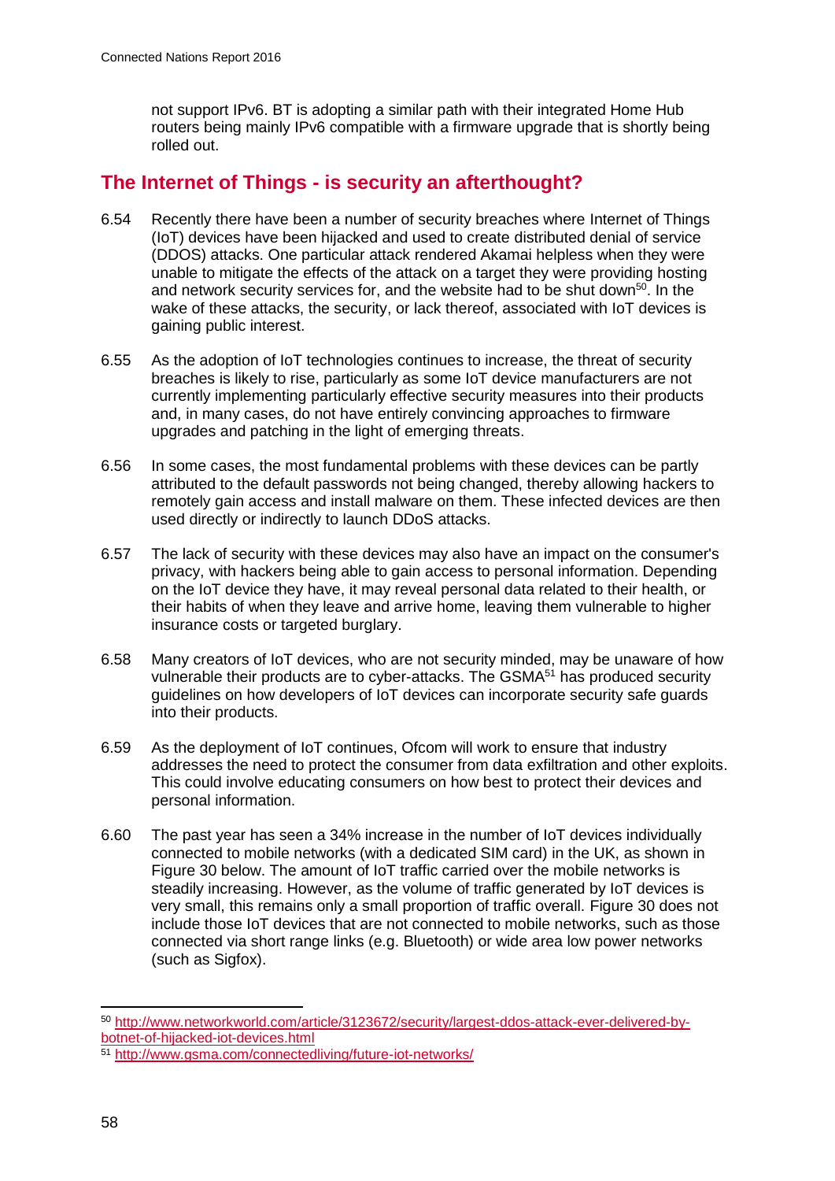not support IPv6. BT is adopting a similar path with their integrated Home Hub routers being mainly IPv6 compatible with a firmware upgrade that is shortly being rolled out.

## The Internet of Things - is security an afterthought?

6.54 Recently there have been a number of security breaches where Internet of Things (IoT) devices have been hijacked and used to create distributed denial of service (DDOS) attacks. One particular attack rendered Akamai helpless when they were unable to mitigate the effects of the attack on a target they were providing hosting and network security services for, and the website had to be shut down[50]. In the wake of these attacks, the security, or lack thereof, associated with IoT devices is gaining public interest.

6.55 As the adoption of IoT technologies continues to increase, the threat of security breaches is likely to rise, particularly as some IoT device manufacturers are not currently implementing particularly effective security measures into their products and, in many cases, do not have entirely convincing approaches to firmware upgrades and patching in the light of emerging threats.

6.56 In some cases, the most fundamental problems with these devices can be partly attributed to the default passwords not being changed, thereby allowing hackers to remotely gain access and install malware on them. These infected devices are then used directly or indirectly to launch DDoS attacks.

6.57 The lack of security with these devices may also have an impact on the consumer's privacy, with hackers being able to gain access to personal information. Depending on the IoT device they have, it may reveal personal data related to their health, or their habits of when they leave and arrive home, leaving them vulnerable to higher insurance costs or targeted burglary.

6.58 Many creators of IoT devices, who are not security minded, may be unaware of how vulnerable their products are to cyber-attacks. The GSMA[51] has produced security guidelines on how developers of IoT devices can incorporate security safe guards into their products.

6.59 As the deployment of IoT continues, Ofcom will work to ensure that industry addresses the need to protect the consumer from data exfiltration and other exploits. This could involve educating consumers on how best to protect their devices and personal information.

6.60 The past year has seen a 34% increase in the number of IoT devices individually connected to mobile networks (with a dedicated SIM card) in the UK, as shown in Figure 30 below. The amount of IoT traffic carried over the mobile networks is steadily increasing. However, as the volume of traffic generated by IoT devices is very small, this remains only a small proportion of traffic overall. Figure 30 does not include those IoT devices that are not connected to mobile networks, such as those connected via short range links (e.g. Bluetooth) or wide area low power networks (such as Sigfox).

---

[50] http://www.networkworld.com/article/3123672/security/largest-ddos-attack-ever-delivered-by-botnet-of-hijacked-iot-devices.html

[51] http://www.gsma.com/connectedliving/future-iot-networks/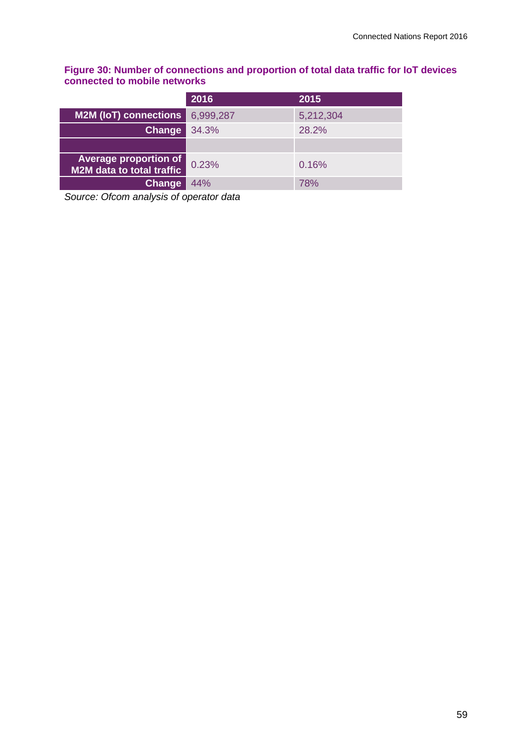**Figure 30: Number of connections and proportion of total data traffic for IoT devices connected to mobile networks**

| | 2016 | 2015 |
|---|---|---|
| **M2M (IoT) connections** | 6,999,287 | 5,212,304 |
| **Change** | 34.3% | 28.2% |
| | | |
| **Average proportion of M2M data to total traffic** | 0.23% | 0.16% |
| **Change** | 44% | 78% |

*Source: Ofcom analysis of operator data*